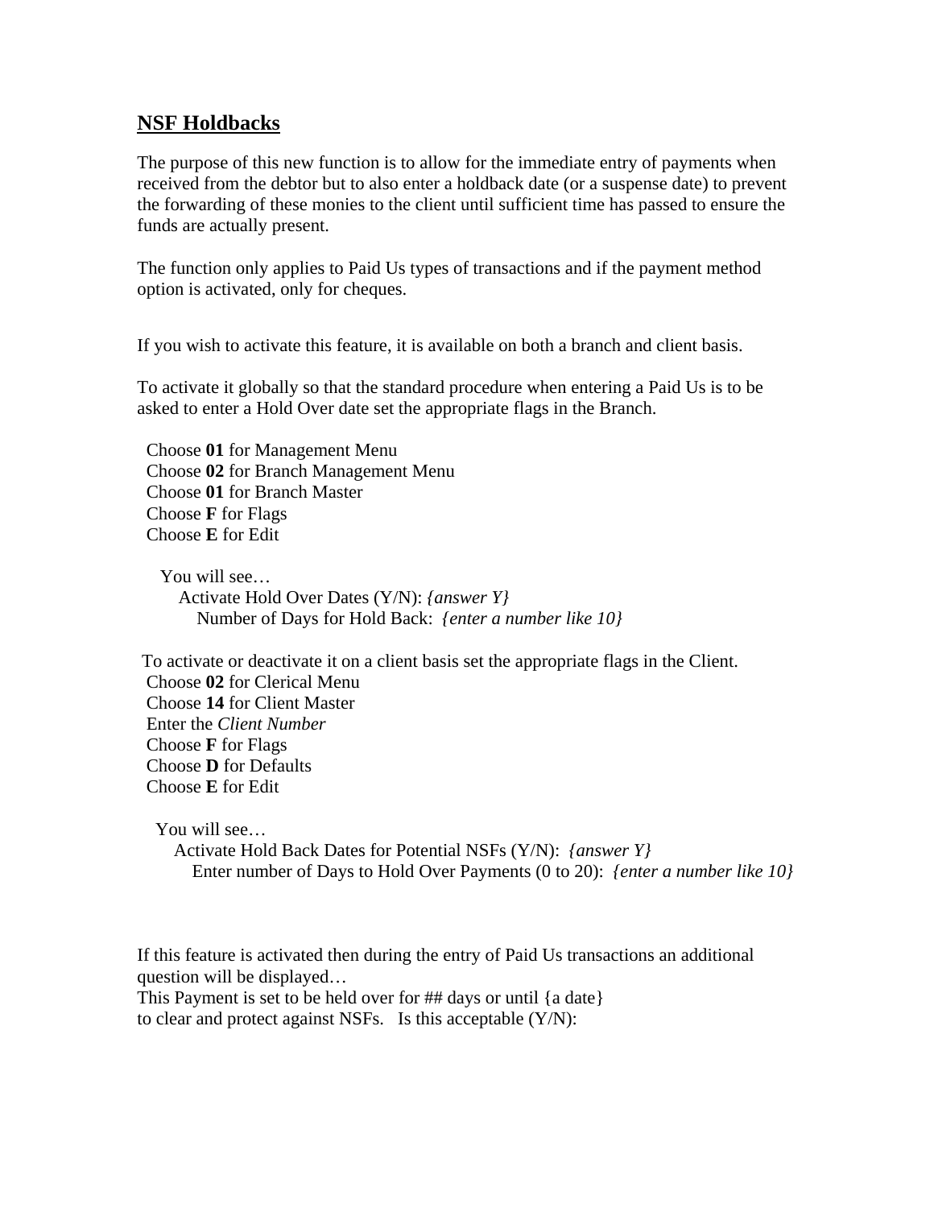## NSF Holdbacks

The purpose of this new function is to allow for the immediate entry of payments when received from the debtor but to also enter a holdback date (or a suspense date) to prevent the forwarding of these monies to the client until sufficient time has passed to ensure the funds are actually present.

The function only applies to Paid Us types of transactions and if the payment method option is activated, only for cheques.

If you wish to activate this feature, it is available on both a branch and client basis.

To activate it globally so that the standard procedure when entering a Paid Us is to be asked to enter a Hold Over date set the appropriate flags in the Branch.

Choose **01** for Management Menu  
Choose **02** for Branch Management Menu  
Choose **01** for Branch Master  
Choose **F** for Flags  
Choose **E** for Edit

You will see…  
Activate Hold Over Dates (Y/N): *{answer Y}*  
Number of Days for Hold Back: *{enter a number like 10}*

To activate or deactivate it on a client basis set the appropriate flags in the Client.  
Choose **02** for Clerical Menu  
Choose **14** for Client Master  
Enter the *Client Number*  
Choose **F** for Flags  
Choose **D** for Defaults  
Choose **E** for Edit

You will see…  
Activate Hold Back Dates for Potential NSFs (Y/N): *{answer Y}*  
Enter number of Days to Hold Over Payments (0 to 20): *{enter a number like 10}*

If this feature is activated then during the entry of Paid Us transactions an additional question will be displayed…  
This Payment is set to be held over for ## days or until {a date}  
to clear and protect against NSFs. Is this acceptable (Y/N):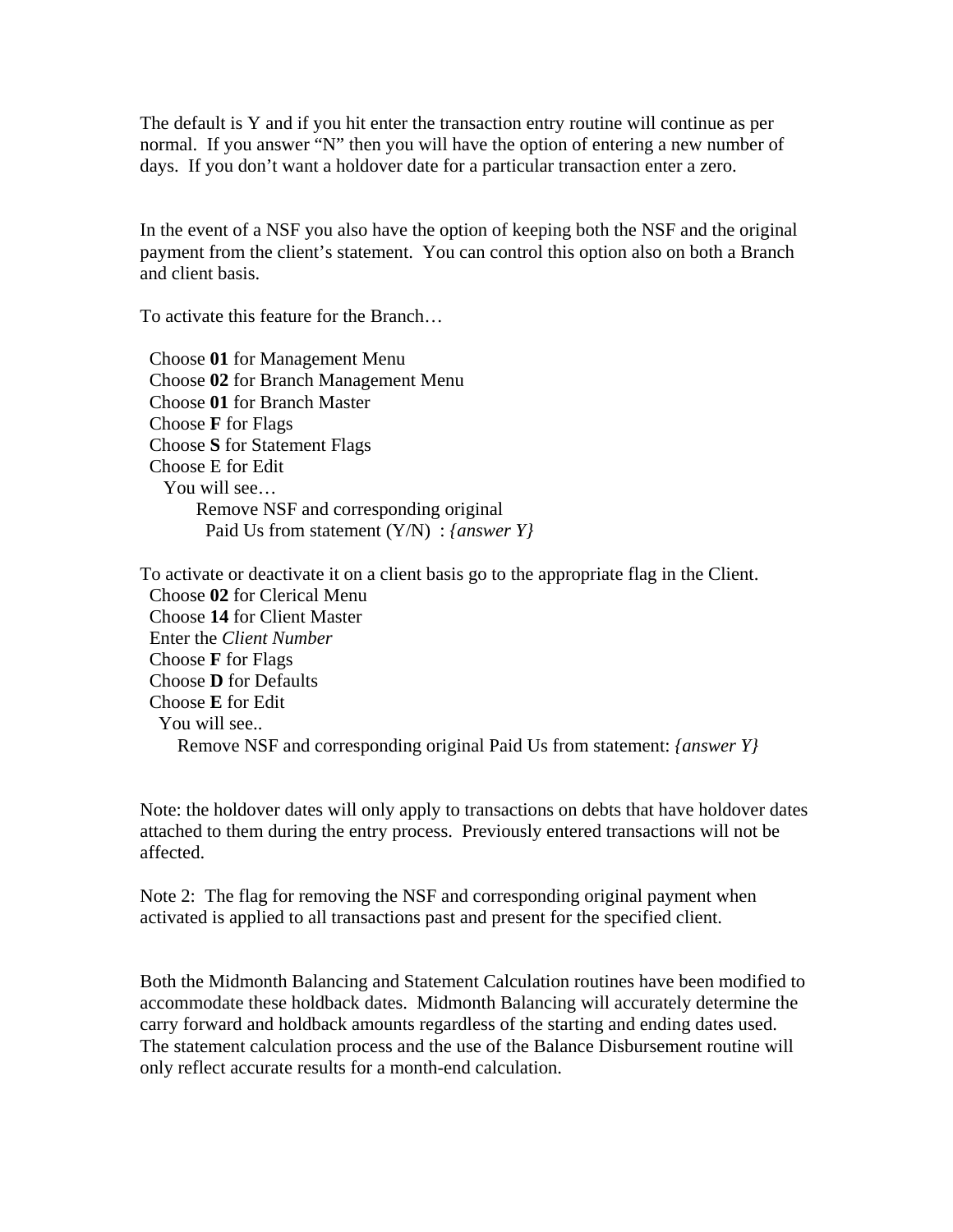The default is Y and if you hit enter the transaction entry routine will continue as per normal. If you answer "N" then you will have the option of entering a new number of days. If you don't want a holdover date for a particular transaction enter a zero.

In the event of a NSF you also have the option of keeping both the NSF and the original payment from the client's statement. You can control this option also on both a Branch and client basis.

To activate this feature for the Branch…

Choose **01** for Management Menu
Choose **02** for Branch Management Menu
Choose **01** for Branch Master
Choose **F** for Flags
Choose **S** for Statement Flags
Choose E for Edit
You will see…
Remove NSF and corresponding original
Paid Us from statement (Y/N) : *{answer Y}*

To activate or deactivate it on a client basis go to the appropriate flag in the Client.
Choose **02** for Clerical Menu
Choose **14** for Client Master
Enter the *Client Number*
Choose **F** for Flags
Choose **D** for Defaults
Choose **E** for Edit
You will see..
Remove NSF and corresponding original Paid Us from statement: *{answer Y}*

Note: the holdover dates will only apply to transactions on debts that have holdover dates attached to them during the entry process. Previously entered transactions will not be affected.

Note 2: The flag for removing the NSF and corresponding original payment when activated is applied to all transactions past and present for the specified client.

Both the Midmonth Balancing and Statement Calculation routines have been modified to accommodate these holdback dates. Midmonth Balancing will accurately determine the carry forward and holdback amounts regardless of the starting and ending dates used. The statement calculation process and the use of the Balance Disbursement routine will only reflect accurate results for a month-end calculation.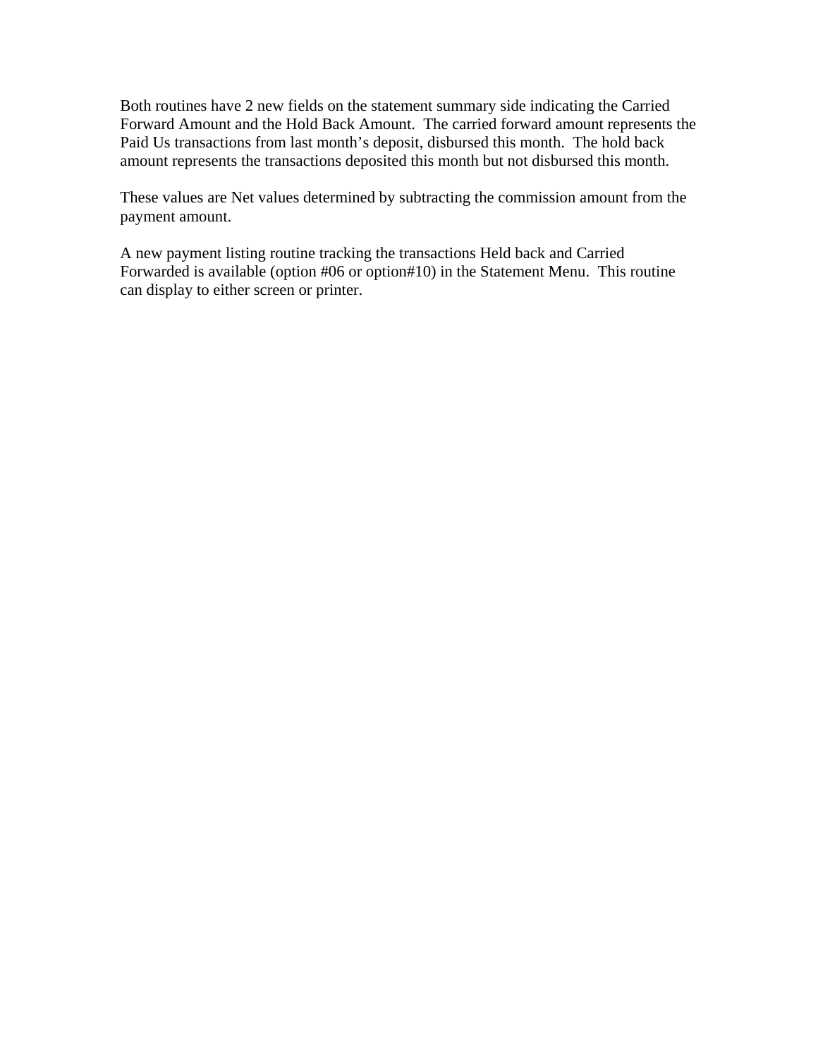Both routines have 2 new fields on the statement summary side indicating the Carried Forward Amount and the Hold Back Amount.  The carried forward amount represents the Paid Us transactions from last month's deposit, disbursed this month.  The hold back amount represents the transactions deposited this month but not disbursed this month.

These values are Net values determined by subtracting the commission amount from the payment amount.

A new payment listing routine tracking the transactions Held back and Carried Forwarded is available (option #06 or option#10) in the Statement Menu.  This routine can display to either screen or printer.